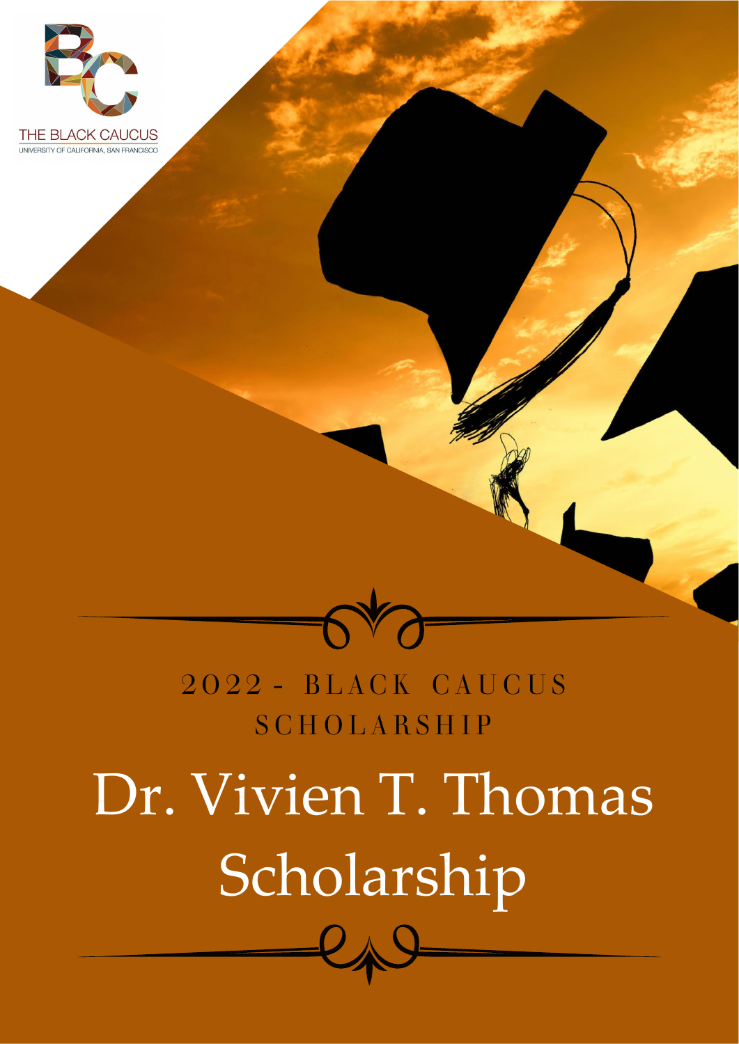THE BLACK CAUCUS

UNIVERSITY OF CALIFORNIA, SAN FRANCISCO

2022 - BLACK CAUCUS SCHOLARSHIP

# Dr. Vivien T. Thomas Scholarship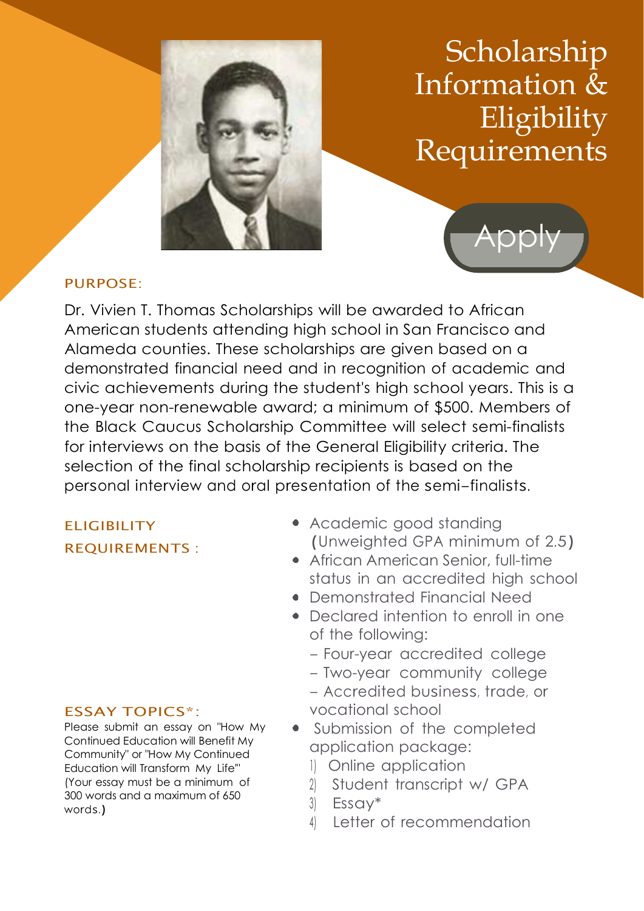# Scholarship Information & Eligibility Requirements

Apply

## PURPOSE:

Dr. Vivien T. Thomas Scholarships will be awarded to African American students attending high school in San Francisco and Alameda counties. These scholarships are given based on a demonstrated financial need and in recognition of academic and civic achievements during the student's high school years. This is a one-year non-renewable award; a minimum of $500. Members of the Black Caucus Scholarship Committee will select semi-finalists for interviews on the basis of the General Eligibility criteria. The selection of the final scholarship recipients is based on the personal interview and oral presentation of the semi–finalists.

## ELIGIBILITY REQUIREMENTS :

- Academic good standing (Unweighted GPA minimum of 2.5)
- African American Senior, full-time status in an accredited high school
- Demonstrated Financial Need
- Declared intention to enroll in one of the following:
  - – Four-year accredited college
  - – Two-year community college
  - – Accredited business, trade, or vocational school
- Submission of the completed application package:
  1. Online application
  2. Student transcript w/ GPA
  3. Essay*
  4. Letter of recommendation

## ESSAY TOPICS*:

Please submit an essay on "How My Continued Education will Benefit My Community" or "How My Continued Education will Transform My Life"' (Your essay must be a minimum of 300 words and a maximum of 650 words.)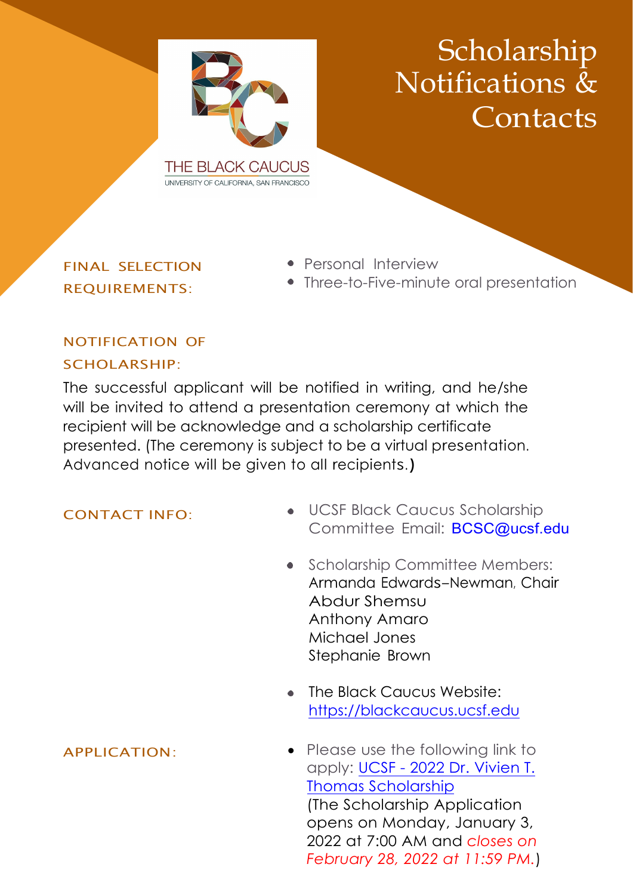THE BLACK CAUCUS
UNIVERSITY OF CALIFORNIA, SAN FRANCISCO

# Scholarship Notifications & Contacts

**FINAL SELECTION REQUIREMENTS:**

- Personal Interview
- Three-to-Five-minute oral presentation

**NOTIFICATION OF SCHOLARSHIP:**

The successful applicant will be notified in writing, and he/she will be invited to attend a presentation ceremony at which the recipient will be acknowledge and a scholarship certificate presented. (The ceremony is subject to be a virtual presentation. Advanced notice will be given to all recipients.)

**CONTACT INFO:**

- UCSF Black Caucus Scholarship Committee Email: BCSC@ucsf.edu
- Scholarship Committee Members:
  Armanda Edwards–Newman, Chair
  Abdur Shemsu
  Anthony Amaro
  Michael Jones
  Stephanie Brown
- The Black Caucus Website: https://blackcaucus.ucsf.edu

**APPLICATION:**

- Please use the following link to apply: UCSF - 2022 Dr. Vivien T. Thomas Scholarship
  (The Scholarship Application opens on Monday, January 3, 2022 at 7:00 AM and *closes on February 28, 2022 at 11:59 PM.*)